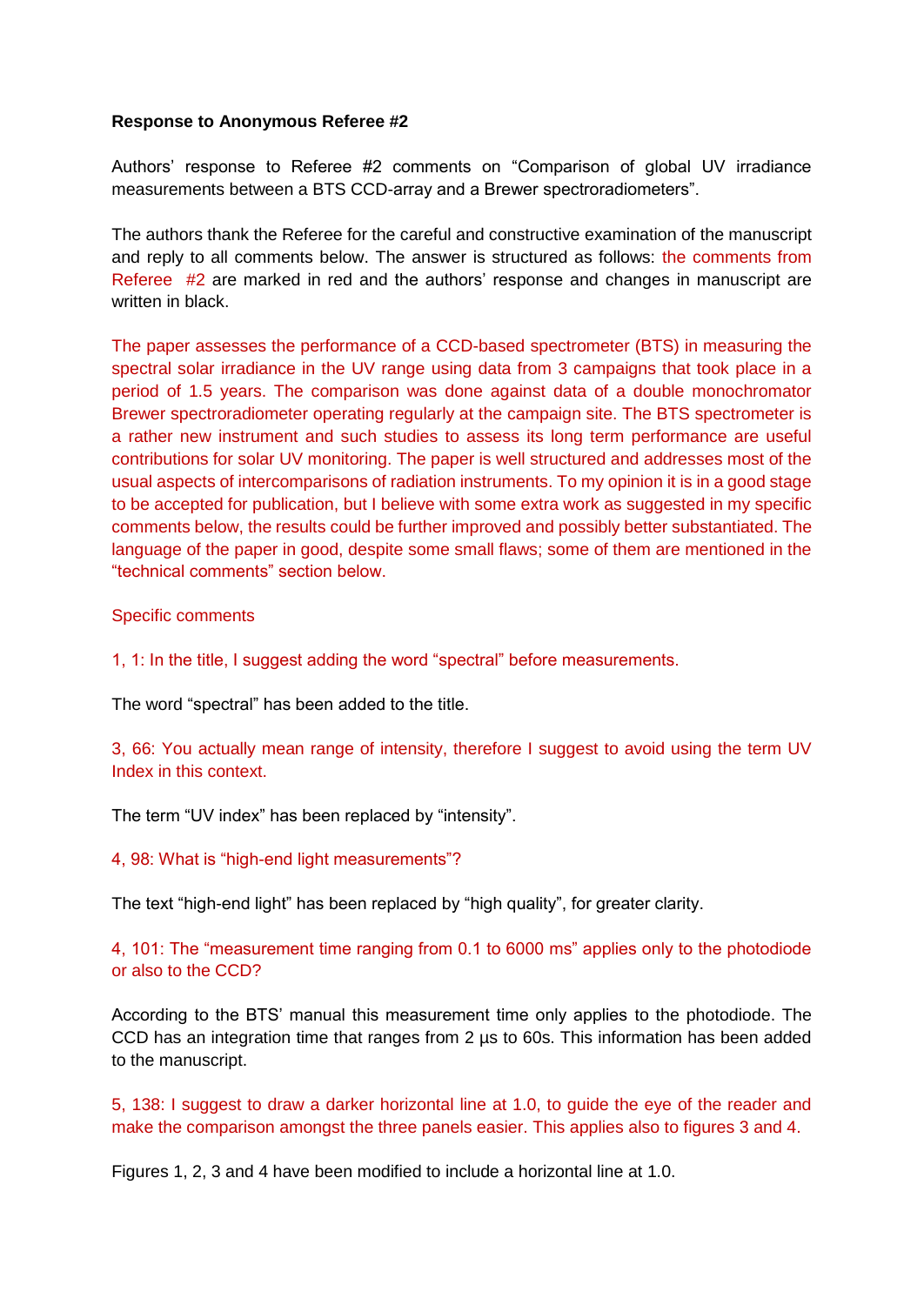**Response to Anonymous Referee #2**

Authors' response to Referee #2 comments on "Comparison of global UV irradiance measurements between a BTS CCD-array and a Brewer spectroradiometers".

The authors thank the Referee for the careful and constructive examination of the manuscript and reply to all comments below. The answer is structured as follows: the comments from Referee #2 are marked in red and the authors' response and changes in manuscript are written in black.

The paper assesses the performance of a CCD-based spectrometer (BTS) in measuring the spectral solar irradiance in the UV range using data from 3 campaigns that took place in a period of 1.5 years. The comparison was done against data of a double monochromator Brewer spectroradiometer operating regularly at the campaign site. The BTS spectrometer is a rather new instrument and such studies to assess its long term performance are useful contributions for solar UV monitoring. The paper is well structured and addresses most of the usual aspects of intercomparisons of radiation instruments. To my opinion it is in a good stage to be accepted for publication, but I believe with some extra work as suggested in my specific comments below, the results could be further improved and possibly better substantiated. The language of the paper in good, despite some small flaws; some of them are mentioned in the "technical comments" section below.

Specific comments

1, 1: In the title, I suggest adding the word "spectral" before measurements.

The word "spectral" has been added to the title.

3, 66: You actually mean range of intensity, therefore I suggest to avoid using the term UV Index in this context.

The term "UV index" has been replaced by "intensity".

4, 98: What is "high-end light measurements"?

The text "high-end light" has been replaced by "high quality", for greater clarity.

4, 101: The "measurement time ranging from 0.1 to 6000 ms" applies only to the photodiode or also to the CCD?

According to the BTS' manual this measurement time only applies to the photodiode. The CCD has an integration time that ranges from 2 µs to 60s. This information has been added to the manuscript.

5, 138: I suggest to draw a darker horizontal line at 1.0, to guide the eye of the reader and make the comparison amongst the three panels easier. This applies also to figures 3 and 4.

Figures 1, 2, 3 and 4 have been modified to include a horizontal line at 1.0.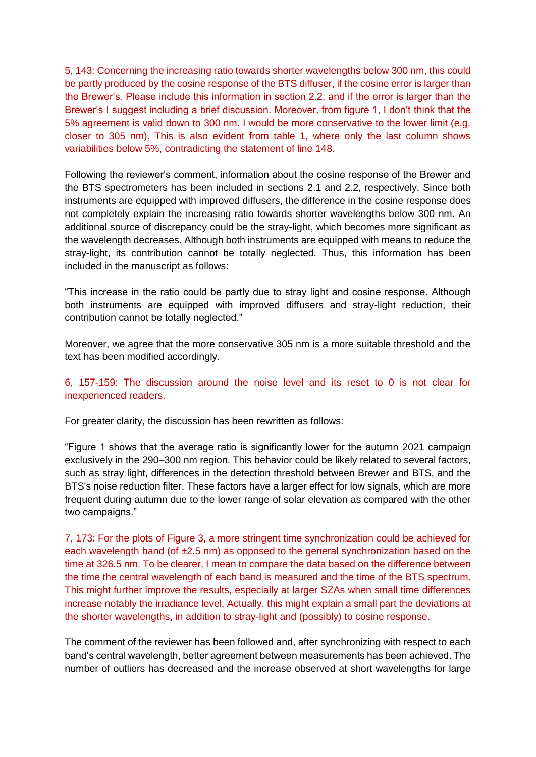5, 143: Concerning the increasing ratio towards shorter wavelengths below 300 nm, this could be partly produced by the cosine response of the BTS diffuser, if the cosine error is larger than the Brewer's. Please include this information in section 2.2, and if the error is larger than the Brewer's I suggest including a brief discussion. Moreover, from figure 1, I don't think that the 5% agreement is valid down to 300 nm. I would be more conservative to the lower limit (e.g. closer to 305 nm). This is also evident from table 1, where only the last column shows variabilities below 5%, contradicting the statement of line 148.

Following the reviewer's comment, information about the cosine response of the Brewer and the BTS spectrometers has been included in sections 2.1 and 2.2, respectively. Since both instruments are equipped with improved diffusers, the difference in the cosine response does not completely explain the increasing ratio towards shorter wavelengths below 300 nm. An additional source of discrepancy could be the stray-light, which becomes more significant as the wavelength decreases. Although both instruments are equipped with means to reduce the stray-light, its contribution cannot be totally neglected. Thus, this information has been included in the manuscript as follows:

"This increase in the ratio could be partly due to stray light and cosine response. Although both instruments are equipped with improved diffusers and stray-light reduction, their contribution cannot be totally neglected."

Moreover, we agree that the more conservative 305 nm is a more suitable threshold and the text has been modified accordingly.

6, 157-159: The discussion around the noise level and its reset to 0 is not clear for inexperienced readers.

For greater clarity, the discussion has been rewritten as follows:

"Figure 1 shows that the average ratio is significantly lower for the autumn 2021 campaign exclusively in the 290–300 nm region. This behavior could be likely related to several factors, such as stray light, differences in the detection threshold between Brewer and BTS, and the BTS's noise reduction filter. These factors have a larger effect for low signals, which are more frequent during autumn due to the lower range of solar elevation as compared with the other two campaigns."

7, 173: For the plots of Figure 3, a more stringent time synchronization could be achieved for each wavelength band (of ±2.5 nm) as opposed to the general synchronization based on the time at 326.5 nm. To be clearer, I mean to compare the data based on the difference between the time the central wavelength of each band is measured and the time of the BTS spectrum. This might further improve the results, especially at larger SZAs when small time differences increase notably the irradiance level. Actually, this might explain a small part the deviations at the shorter wavelengths, in addition to stray-light and (possibly) to cosine response.

The comment of the reviewer has been followed and, after synchronizing with respect to each band's central wavelength, better agreement between measurements has been achieved. The number of outliers has decreased and the increase observed at short wavelengths for large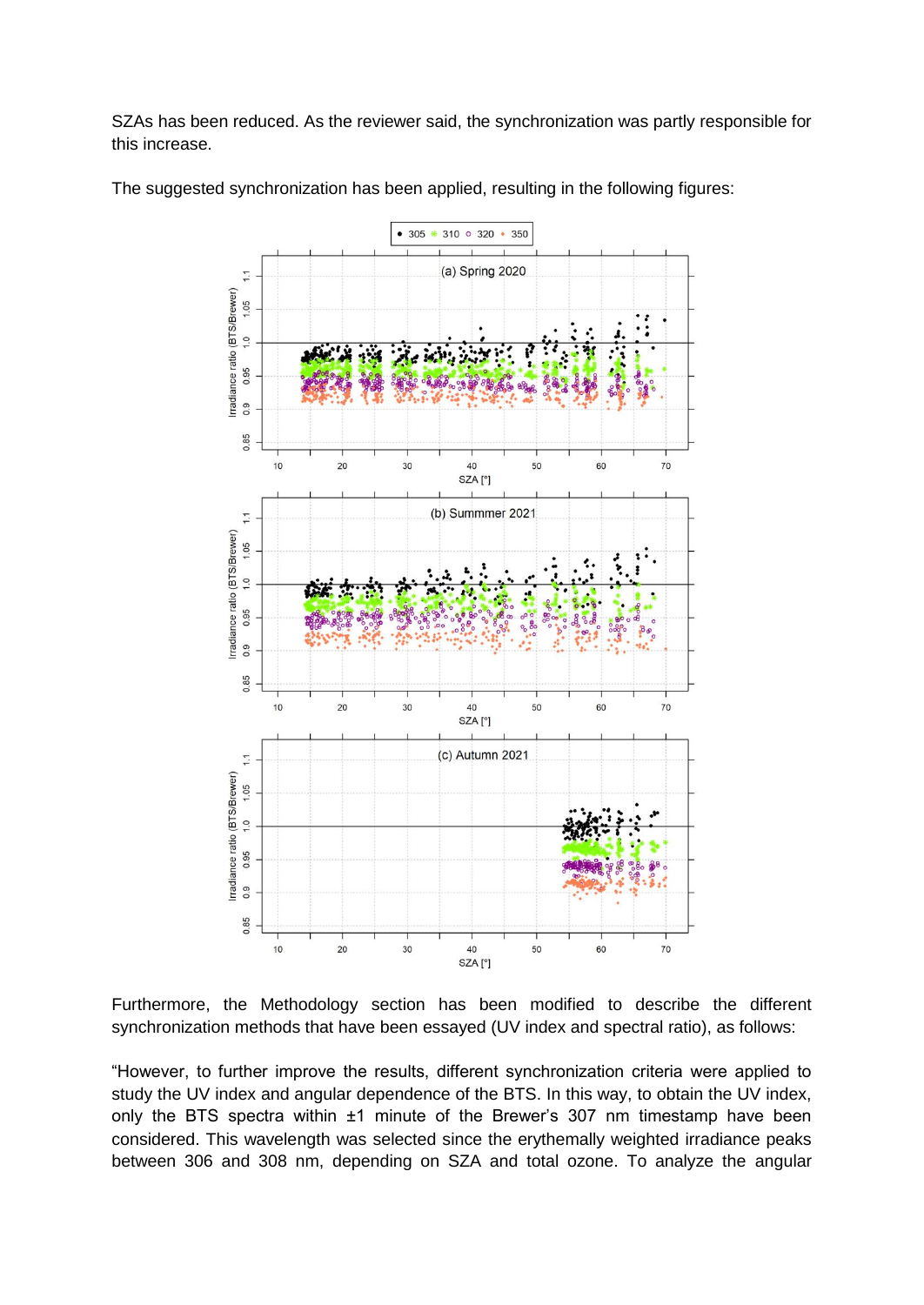SZAs has been reduced. As the reviewer said, the synchronization was partly responsible for this increase.

The suggested synchronization has been applied, resulting in the following figures:

Furthermore, the Methodology section has been modified to describe the different synchronization methods that have been essayed (UV index and spectral ratio), as follows:

"However, to further improve the results, different synchronization criteria were applied to study the UV index and angular dependence of the BTS. In this way, to obtain the UV index, only the BTS spectra within ±1 minute of the Brewer's 307 nm timestamp have been considered. This wavelength was selected since the erythemally weighted irradiance peaks between 306 and 308 nm, depending on SZA and total ozone. To analyze the angular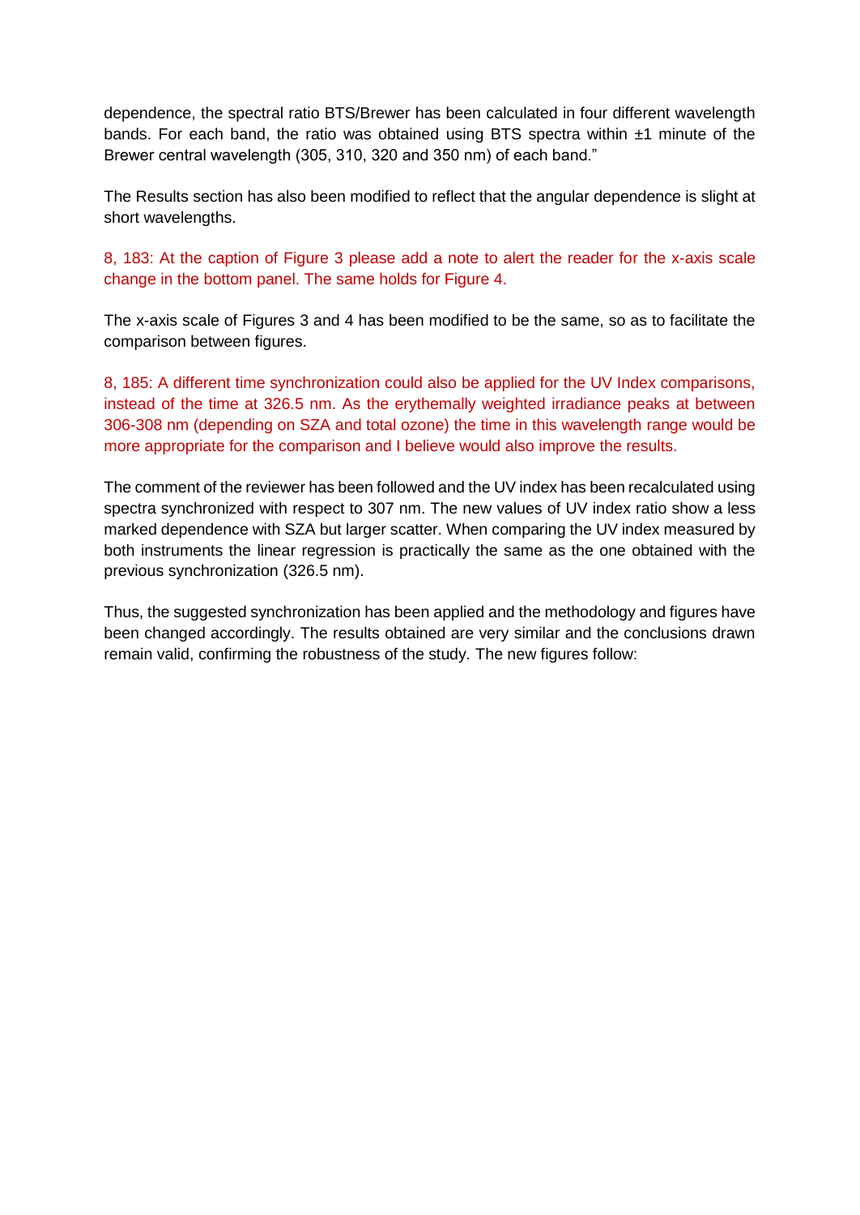dependence, the spectral ratio BTS/Brewer has been calculated in four different wavelength bands. For each band, the ratio was obtained using BTS spectra within ±1 minute of the Brewer central wavelength (305, 310, 320 and 350 nm) of each band."

The Results section has also been modified to reflect that the angular dependence is slight at short wavelengths.

8, 183: At the caption of Figure 3 please add a note to alert the reader for the x-axis scale change in the bottom panel. The same holds for Figure 4.

The x-axis scale of Figures 3 and 4 has been modified to be the same, so as to facilitate the comparison between figures.

8, 185: A different time synchronization could also be applied for the UV Index comparisons, instead of the time at 326.5 nm. As the erythemally weighted irradiance peaks at between 306-308 nm (depending on SZA and total ozone) the time in this wavelength range would be more appropriate for the comparison and I believe would also improve the results.

The comment of the reviewer has been followed and the UV index has been recalculated using spectra synchronized with respect to 307 nm. The new values of UV index ratio show a less marked dependence with SZA but larger scatter. When comparing the UV index measured by both instruments the linear regression is practically the same as the one obtained with the previous synchronization (326.5 nm).

Thus, the suggested synchronization has been applied and the methodology and figures have been changed accordingly. The results obtained are very similar and the conclusions drawn remain valid, confirming the robustness of the study. The new figures follow: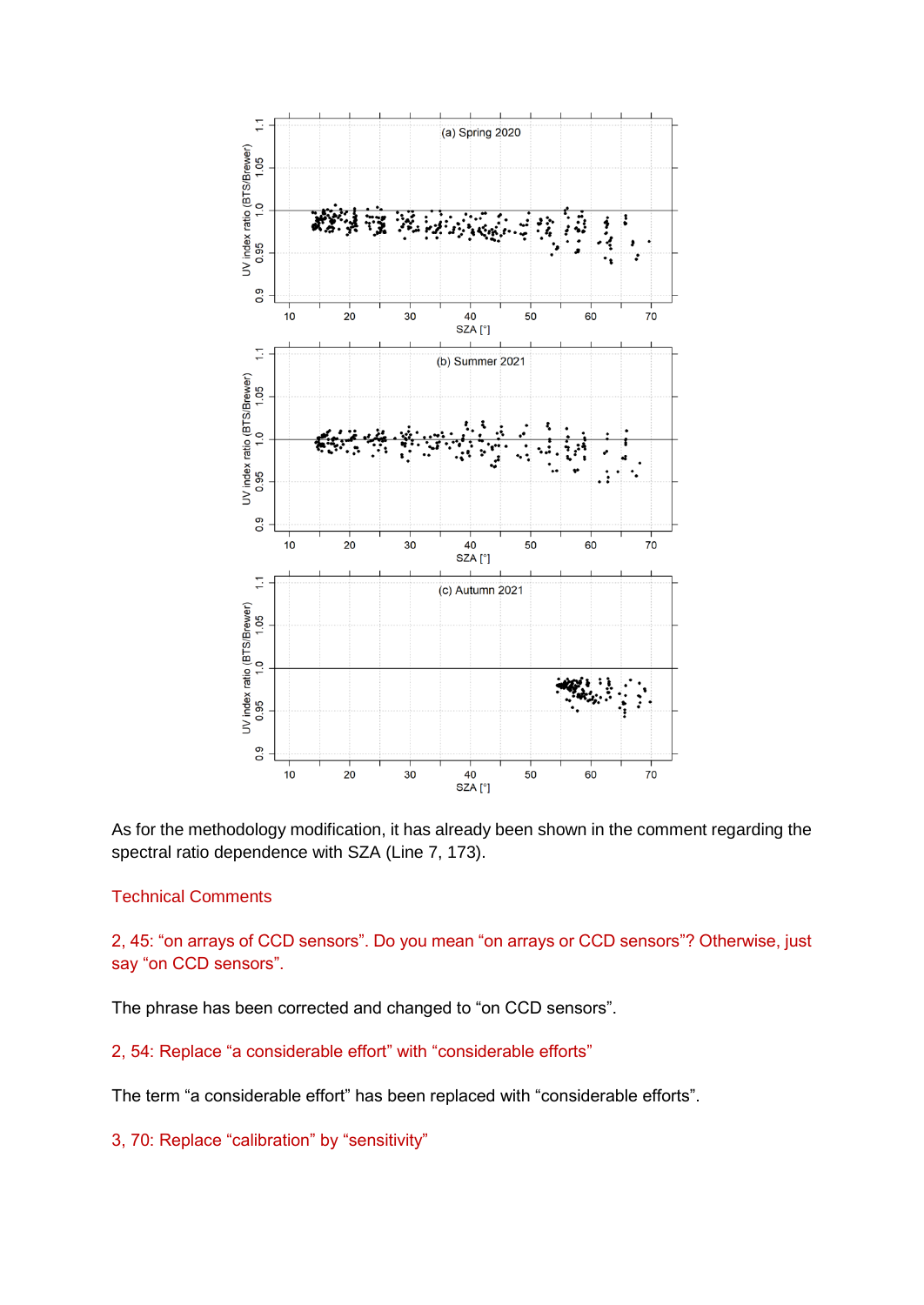As for the methodology modification, it has already been shown in the comment regarding the spectral ratio dependence with SZA (Line 7, 173).

## Technical Comments

2, 45: “on arrays of CCD sensors”. Do you mean “on arrays or CCD sensors”? Otherwise, just say “on CCD sensors”.

The phrase has been corrected and changed to “on CCD sensors”.

2, 54: Replace “a considerable effort” with “considerable efforts”

The term “a considerable effort” has been replaced with “considerable efforts”.

3, 70: Replace “calibration” by “sensitivity”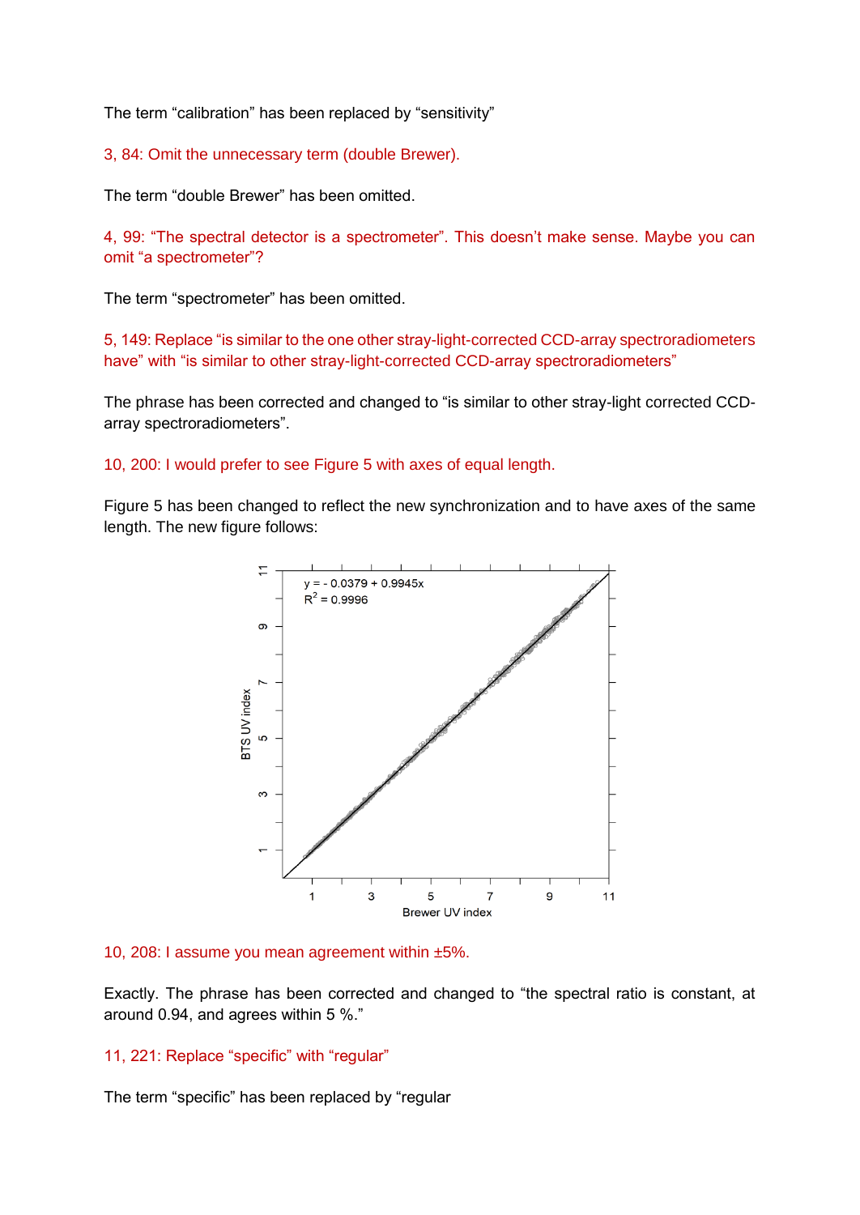The term “calibration” has been replaced by “sensitivity”

3, 84: Omit the unnecessary term (double Brewer).

The term “double Brewer” has been omitted.

4, 99: “The spectral detector is a spectrometer”. This doesn’t make sense. Maybe you can omit “a spectrometer”?

The term “spectrometer” has been omitted.

5, 149: Replace “is similar to the one other stray-light-corrected CCD-array spectroradiometers have” with “is similar to other stray-light-corrected CCD-array spectroradiometers”

The phrase has been corrected and changed to “is similar to other stray-light corrected CCD-array spectroradiometers”.

10, 200: I would prefer to see Figure 5 with axes of equal length.

Figure 5 has been changed to reflect the new synchronization and to have axes of the same length. The new figure follows:

y = - 0.0379 + 0.9945x
$R^2$ = 0.9996
BTS UV index
1
3
5
7
9
11
Brewer UV index
1
3
5
7
9
11

10, 208: I assume you mean agreement within ±5%.

Exactly. The phrase has been corrected and changed to “the spectral ratio is constant, at around 0.94, and agrees within 5 %.”

11, 221: Replace “specific” with “regular”

The term “specific” has been replaced by “regular